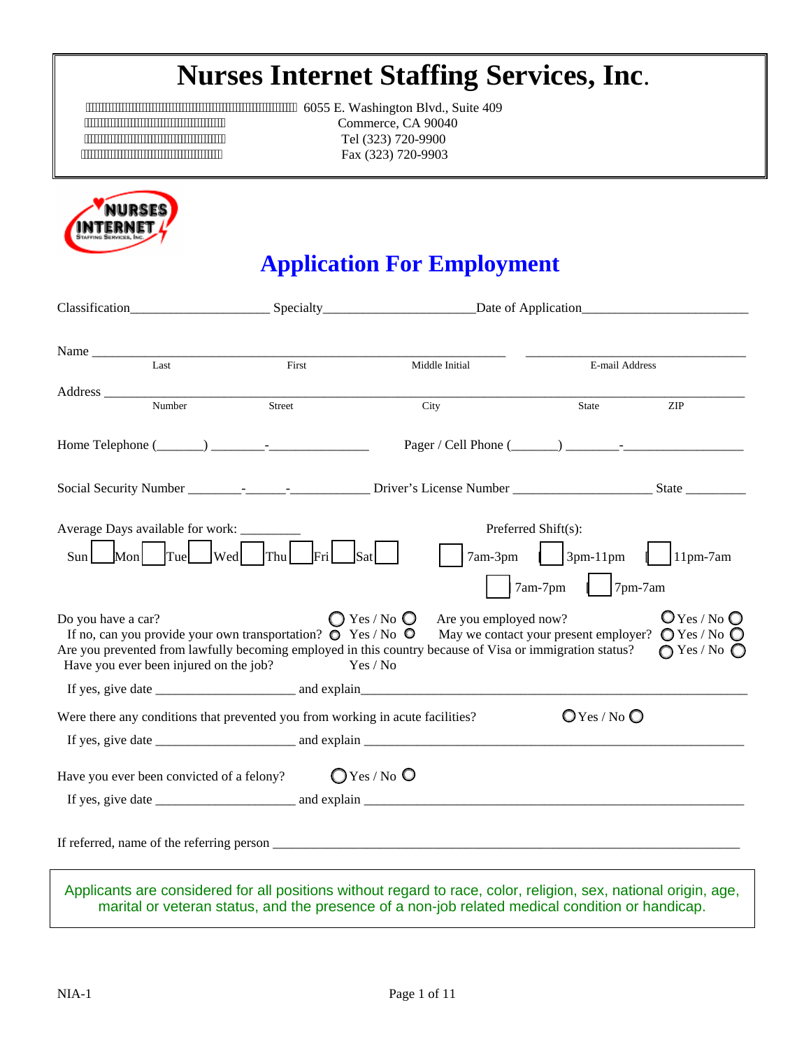# Nurses Internet Staffing Services, Inc.

6055 E. Washington Blvd., Suite 409
Commerce, CA 90040
Tel (323) 720-9900
Fax (323) 720-9903

NURSES INTERNET Staffing Services, Inc.

## Application For Employment

Classification_____________________ Specialty______________________ Date of Application________________________

Name ____________________________________________________________ ________________________________
Last First Middle Initial E-mail Address

Address ______________________________________________________________________________________________
Number Street City State ZIP

Home Telephone (_______) ________-_______________ Pager / Cell Phone (_______) ________-_________________

Social Security Number ________-______-____________ Driver's License Number ____________________ State _________

Average Days available for work: _________

Sun ☐ Mon ☐ Tue ☐ Wed ☐ Thu ☐ Fri ☐ Sat ☐

Preferred Shift(s):

☐ 7am-3pm ☐ 3pm-11pm ☐ 11pm-7am

☐ 7am-7pm ☐ 7pm-7am

Do you have a car? ○ Yes / No ○

If no, can you provide your own transportation? ○ Yes / No ○

Are you employed now? ○ Yes / No ○

May we contact your present employer? ○ Yes / No ○

Are you prevented from lawfully becoming employed in this country because of Visa or immigration status? ○ Yes / No ○

Have you ever been injured on the job? Yes / No

If yes, give date ____________________ and explain______________________________________________________________

Were there any conditions that prevented you from working in acute facilities? ○ Yes / No ○

If yes, give date ____________________ and explain ______________________________________________________________

Have you ever been convicted of a felony? ○ Yes / No ○

If yes, give date ____________________ and explain ______________________________________________________________

If referred, name of the referring person ____________________________________________________________________

Applicants are considered for all positions without regard to race, color, religion, sex, national origin, age, marital or veteran status, and the presence of a non-job related medical condition or handicap.

NIA-1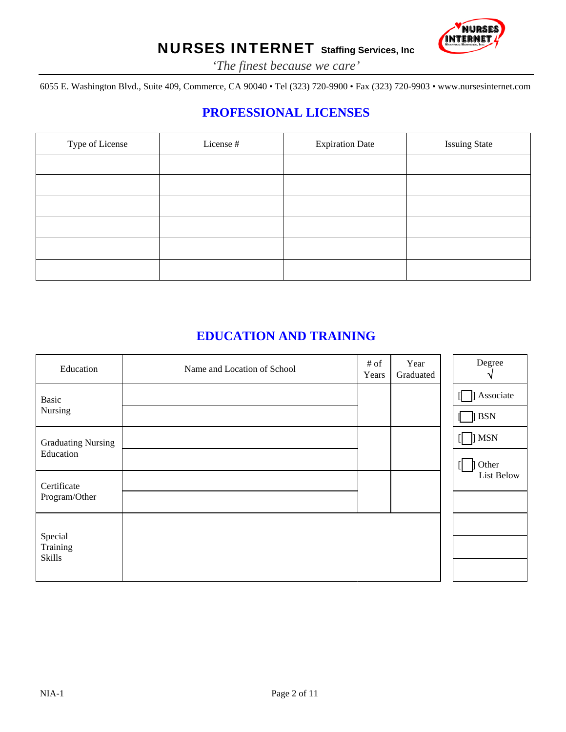# NURSES INTERNET Staffing Services, Inc

*'The finest because we care'*

6055 E. Washington Blvd., Suite 409, Commerce, CA 90040 • Tel (323) 720-9900 • Fax (323) 720-9903 • www.nursesinternet.com

## PROFESSIONAL LICENSES

| Type of License | License # | Expiration Date | Issuing State |
|---|---|---|---|
| | | | |
| | | | |
| | | | |
| | | | |
| | | | |
| | | | |

## EDUCATION AND TRAINING

| Education | Name and Location of School | # of Years | Year Graduated |
|---|---|---|---|
| Basic Nursing | | | |
| | | | |
| Graduating Nursing Education | | | |
| | | | |
| Certificate Program/Other | | | |
| | | | |
| Special Training Skills | | | |

| Degree √ |
|---|
| [ ] Associate |
| [ ] BSN |
| [ ] MSN |
| [ ] Other List Below |
| |
| |
| |
| |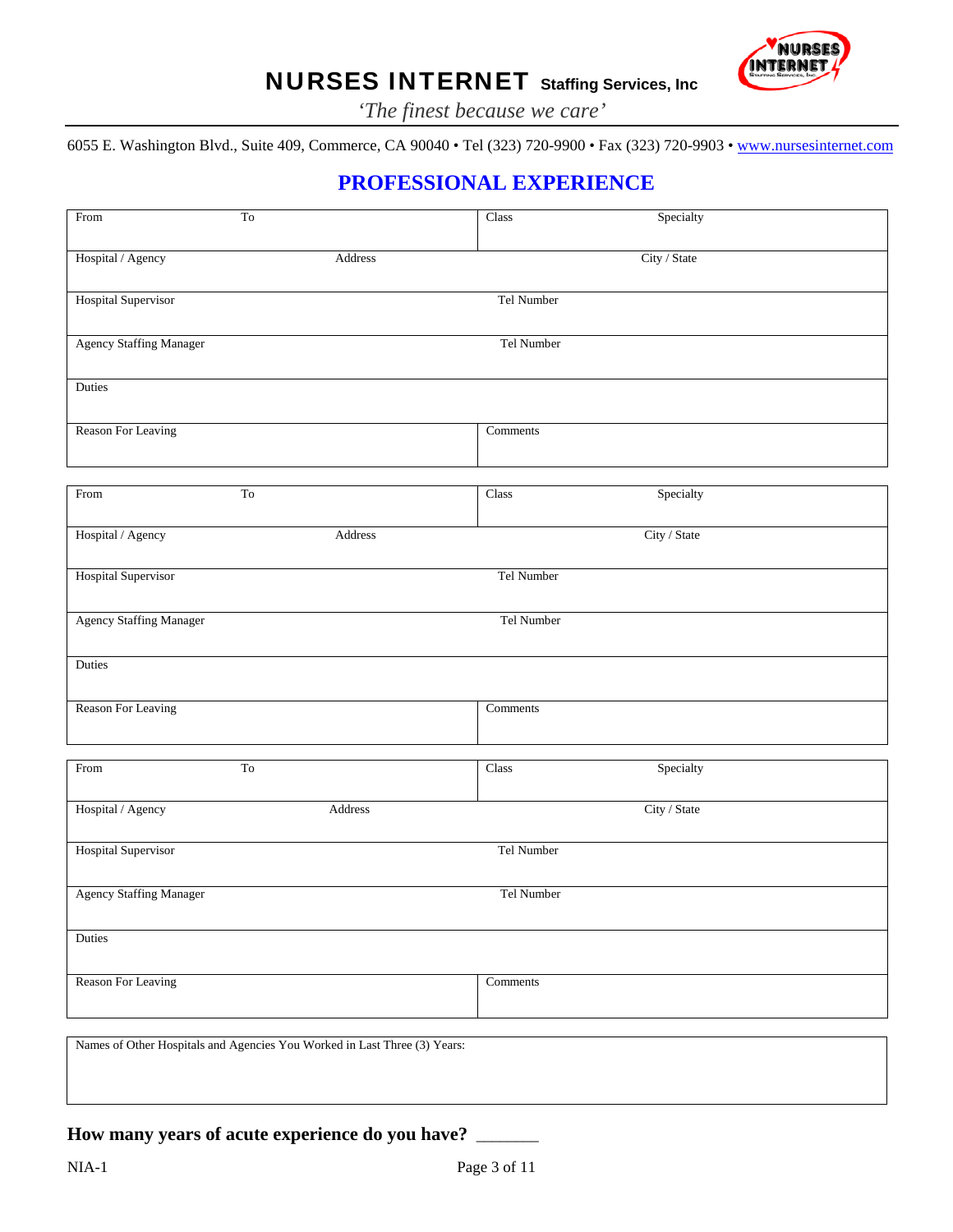# NURSES INTERNET Staffing Services, Inc

*'The finest because we care'*

6055 E. Washington Blvd., Suite 409, Commerce, CA 90040 • Tel (323) 720-9900 • Fax (323) 720-9903 • www.nursesinternet.com

## PROFESSIONAL EXPERIENCE

| From | To | Class | Specialty |
|---|---|---|---|
| Hospital / Agency | Address | City / State | |
| Hospital Supervisor | | Tel Number | |
| Agency Staffing Manager | | Tel Number | |
| Duties | | | |
| Reason For Leaving | | Comments | |

| From | To | Class | Specialty |
|---|---|---|---|
| Hospital / Agency | Address | City / State | |
| Hospital Supervisor | | Tel Number | |
| Agency Staffing Manager | | Tel Number | |
| Duties | | | |
| Reason For Leaving | | Comments | |

| From | To | Class | Specialty |
|---|---|---|---|
| Hospital / Agency | Address | City / State | |
| Hospital Supervisor | | Tel Number | |
| Agency Staffing Manager | | Tel Number | |
| Duties | | | |
| Reason For Leaving | | Comments | |

| Names of Other Hospitals and Agencies You Worked in Last Three (3) Years: |
|---|
| |

**How many years of acute experience do you have?** ______

NIA-1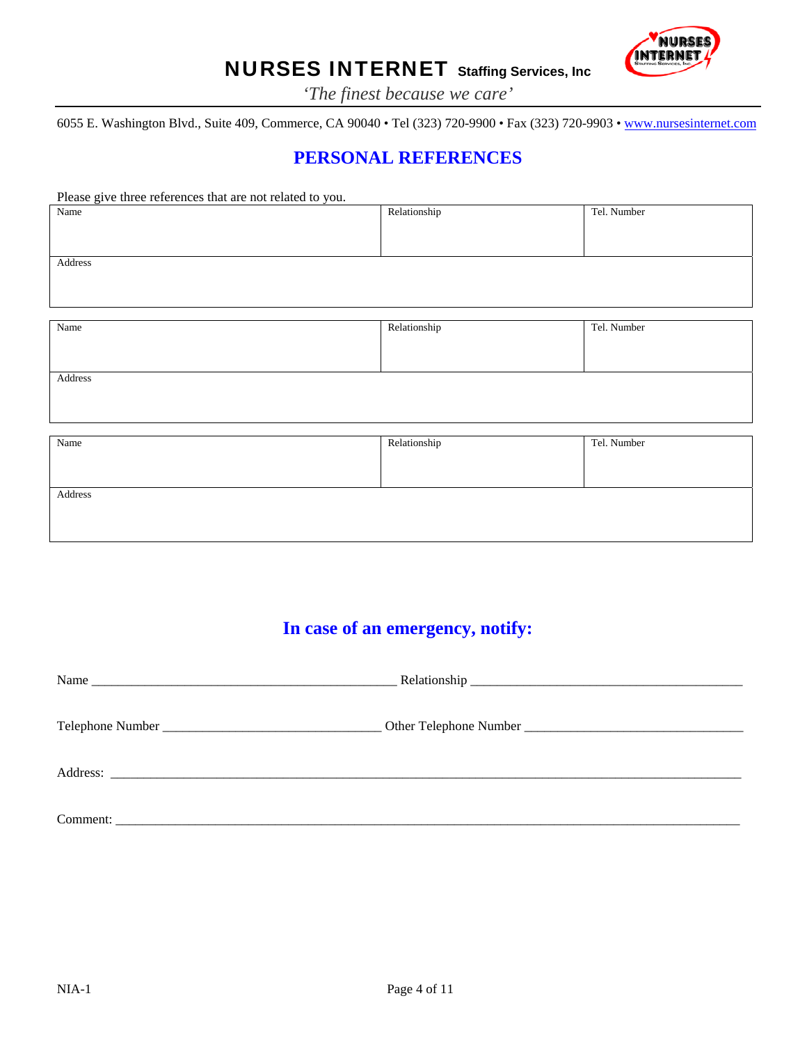# NURSES INTERNET Staffing Services, Inc

*'The finest because we care'*

6055 E. Washington Blvd., Suite 409, Commerce, CA 90040 • Tel (323) 720-9900 • Fax (323) 720-9903 • www.nursesinternet.com

## PERSONAL REFERENCES

Please give three references that are not related to you.

| Name | Relationship | Tel. Number |
|---|---|---|
| | | |
| Address | | |
| | | |

| Name | Relationship | Tel. Number |
|---|---|---|
| | | |
| Address | | |
| | | |

| Name | Relationship | Tel. Number |
|---|---|---|
| | | |
| Address | | |
| | | |

## In case of an emergency, notify:

Name _______________________________________________ Relationship ________________________________________

Telephone Number _________________________________ Other Telephone Number _________________________________

Address: _______________________________________________________________________________________________

Comment: ______________________________________________________________________________________________

NIA-1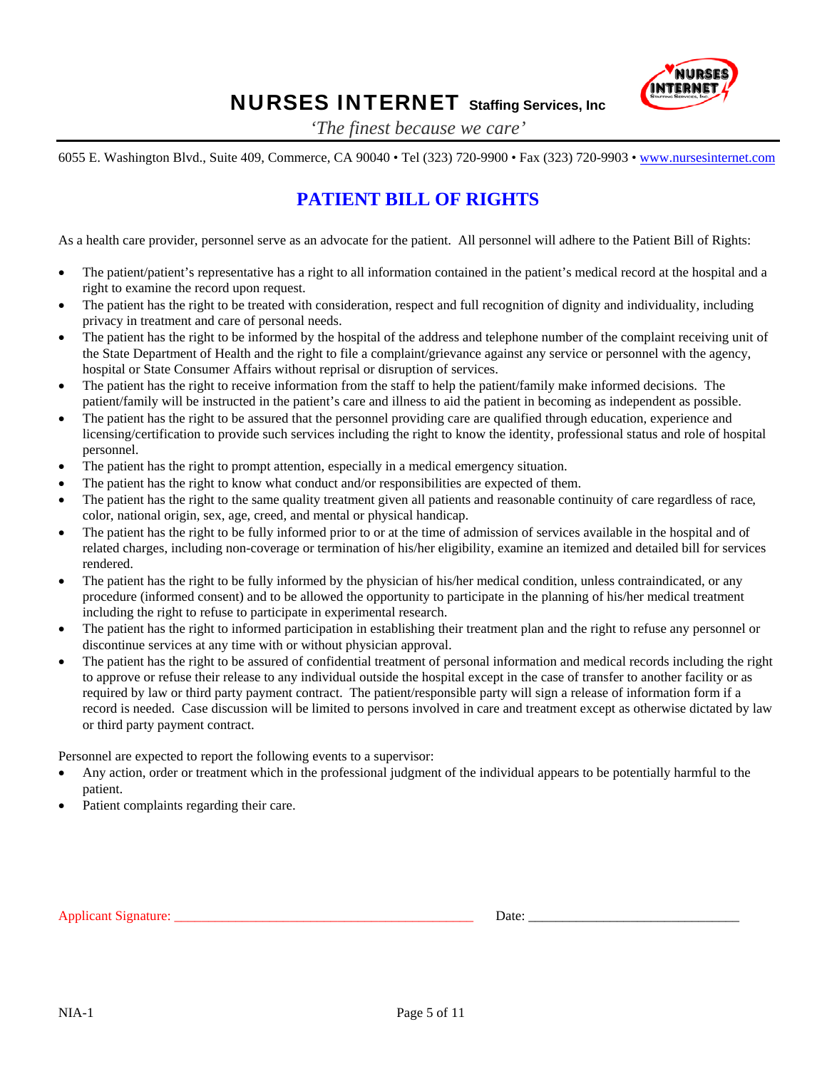# NURSES INTERNET Staffing Services, Inc

*'The finest because we care'*

6055 E. Washington Blvd., Suite 409, Commerce, CA 90040 • Tel (323) 720-9900 • Fax (323) 720-9903 • www.nursesinternet.com

## PATIENT BILL OF RIGHTS

As a health care provider, personnel serve as an advocate for the patient. All personnel will adhere to the Patient Bill of Rights:

- The patient/patient's representative has a right to all information contained in the patient's medical record at the hospital and a right to examine the record upon request.
- The patient has the right to be treated with consideration, respect and full recognition of dignity and individuality, including privacy in treatment and care of personal needs.
- The patient has the right to be informed by the hospital of the address and telephone number of the complaint receiving unit of the State Department of Health and the right to file a complaint/grievance against any service or personnel with the agency, hospital or State Consumer Affairs without reprisal or disruption of services.
- The patient has the right to receive information from the staff to help the patient/family make informed decisions. The patient/family will be instructed in the patient's care and illness to aid the patient in becoming as independent as possible.
- The patient has the right to be assured that the personnel providing care are qualified through education, experience and licensing/certification to provide such services including the right to know the identity, professional status and role of hospital personnel.
- The patient has the right to prompt attention, especially in a medical emergency situation.
- The patient has the right to know what conduct and/or responsibilities are expected of them.
- The patient has the right to the same quality treatment given all patients and reasonable continuity of care regardless of race, color, national origin, sex, age, creed, and mental or physical handicap.
- The patient has the right to be fully informed prior to or at the time of admission of services available in the hospital and of related charges, including non-coverage or termination of his/her eligibility, examine an itemized and detailed bill for services rendered.
- The patient has the right to be fully informed by the physician of his/her medical condition, unless contraindicated, or any procedure (informed consent) and to be allowed the opportunity to participate in the planning of his/her medical treatment including the right to refuse to participate in experimental research.
- The patient has the right to informed participation in establishing their treatment plan and the right to refuse any personnel or discontinue services at any time with or without physician approval.
- The patient has the right to be assured of confidential treatment of personal information and medical records including the right to approve or refuse their release to any individual outside the hospital except in the case of transfer to another facility or as required by law or third party payment contract. The patient/responsible party will sign a release of information form if a record is needed. Case discussion will be limited to persons involved in care and treatment except as otherwise dictated by law or third party payment contract.

Personnel are expected to report the following events to a supervisor:

- Any action, order or treatment which in the professional judgment of the individual appears to be potentially harmful to the patient.
- Patient complaints regarding their care.

Applicant Signature: ____________________________________________ Date: ______________________________

NIA-1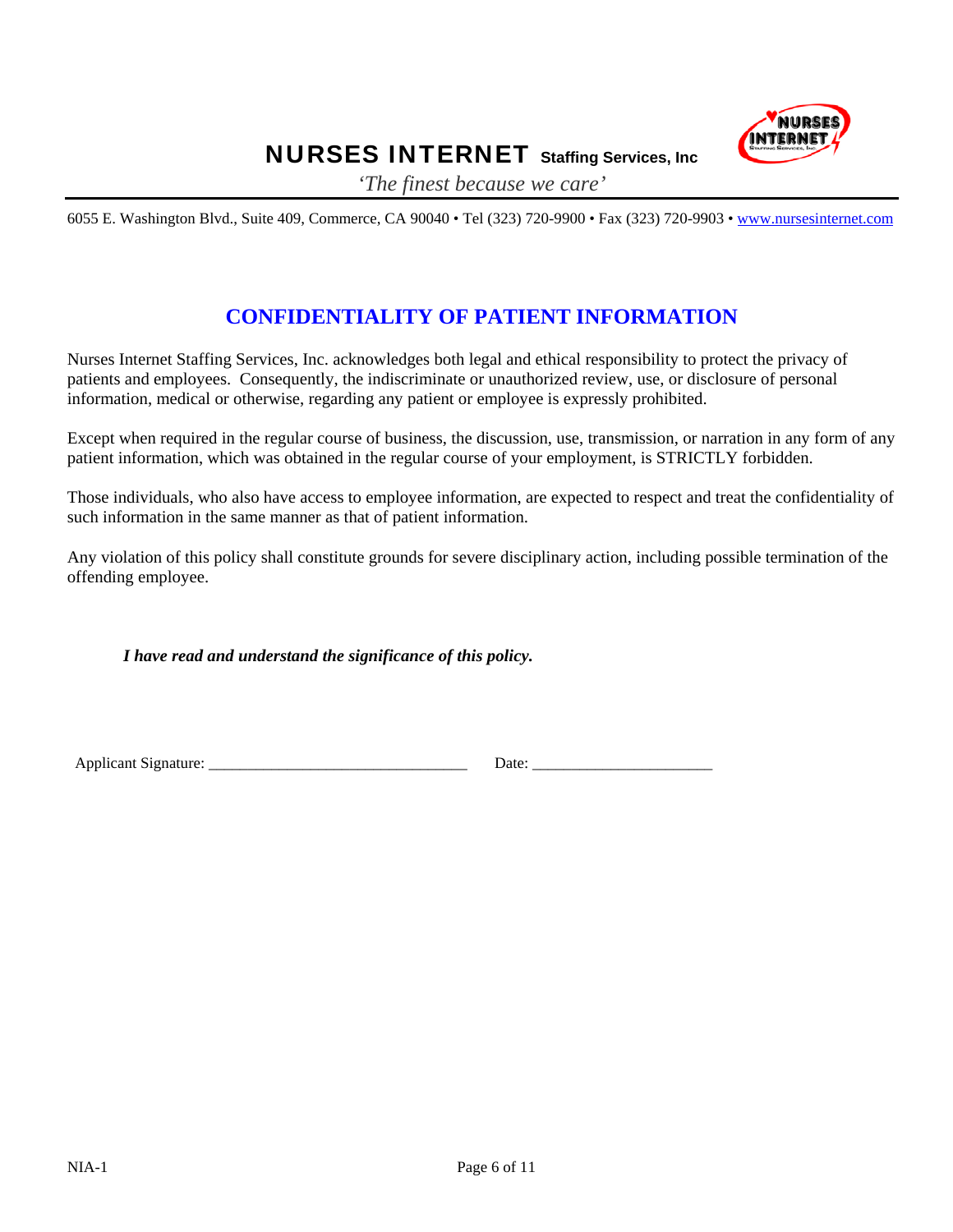# NURSES INTERNET Staffing Services, Inc

*'The finest because we care'*

6055 E. Washington Blvd., Suite 409, Commerce, CA 90040 • Tel (323) 720-9900 • Fax (323) 720-9903 • www.nursesinternet.com

## CONFIDENTIALITY OF PATIENT INFORMATION

Nurses Internet Staffing Services, Inc. acknowledges both legal and ethical responsibility to protect the privacy of patients and employees. Consequently, the indiscriminate or unauthorized review, use, or disclosure of personal information, medical or otherwise, regarding any patient or employee is expressly prohibited.

Except when required in the regular course of business, the discussion, use, transmission, or narration in any form of any patient information, which was obtained in the regular course of your employment, is STRICTLY forbidden.

Those individuals, who also have access to employee information, are expected to respect and treat the confidentiality of such information in the same manner as that of patient information.

Any violation of this policy shall constitute grounds for severe disciplinary action, including possible termination of the offending employee.

***I have read and understand the significance of this policy.***

Applicant Signature: ________________________________ Date: ______________________

NIA-1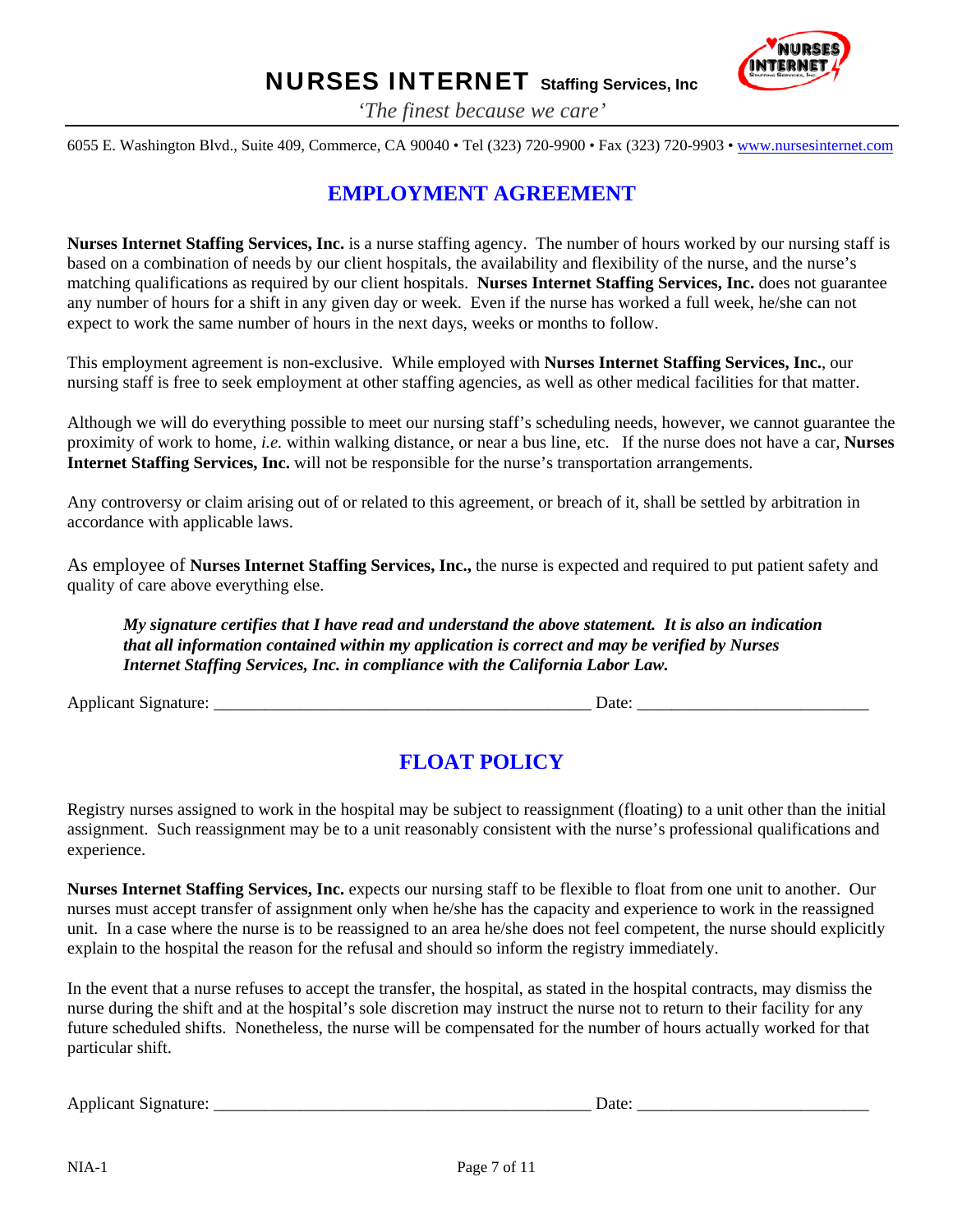# NURSES INTERNET Staffing Services, Inc

*'The finest because we care'*

6055 E. Washington Blvd., Suite 409, Commerce, CA 90040 • Tel (323) 720-9900 • Fax (323) 720-9903 • www.nursesinternet.com

## EMPLOYMENT AGREEMENT

**Nurses Internet Staffing Services, Inc.** is a nurse staffing agency. The number of hours worked by our nursing staff is based on a combination of needs by our client hospitals, the availability and flexibility of the nurse, and the nurse's matching qualifications as required by our client hospitals. **Nurses Internet Staffing Services, Inc.** does not guarantee any number of hours for a shift in any given day or week. Even if the nurse has worked a full week, he/she can not expect to work the same number of hours in the next days, weeks or months to follow.

This employment agreement is non-exclusive. While employed with **Nurses Internet Staffing Services, Inc.**, our nursing staff is free to seek employment at other staffing agencies, as well as other medical facilities for that matter.

Although we will do everything possible to meet our nursing staff's scheduling needs, however, we cannot guarantee the proximity of work to home, *i.e.* within walking distance, or near a bus line, etc. If the nurse does not have a car, **Nurses Internet Staffing Services, Inc.** will not be responsible for the nurse's transportation arrangements.

Any controversy or claim arising out of or related to this agreement, or breach of it, shall be settled by arbitration in accordance with applicable laws.

As employee of **Nurses Internet Staffing Services, Inc.,** the nurse is expected and required to put patient safety and quality of care above everything else.

> ***My signature certifies that I have read and understand the above statement. It is also an indication that all information contained within my application is correct and may be verified by Nurses Internet Staffing Services, Inc. in compliance with the California Labor Law.***

Applicant Signature: _____________________________________________ Date: ___________________________

## FLOAT POLICY

Registry nurses assigned to work in the hospital may be subject to reassignment (floating) to a unit other than the initial assignment. Such reassignment may be to a unit reasonably consistent with the nurse's professional qualifications and experience.

**Nurses Internet Staffing Services, Inc.** expects our nursing staff to be flexible to float from one unit to another. Our nurses must accept transfer of assignment only when he/she has the capacity and experience to work in the reassigned unit. In a case where the nurse is to be reassigned to an area he/she does not feel competent, the nurse should explicitly explain to the hospital the reason for the refusal and should so inform the registry immediately.

In the event that a nurse refuses to accept the transfer, the hospital, as stated in the hospital contracts, may dismiss the nurse during the shift and at the hospital's sole discretion may instruct the nurse not to return to their facility for any future scheduled shifts. Nonetheless, the nurse will be compensated for the number of hours actually worked for that particular shift.

Applicant Signature: _____________________________________________ Date: ___________________________

NIA-1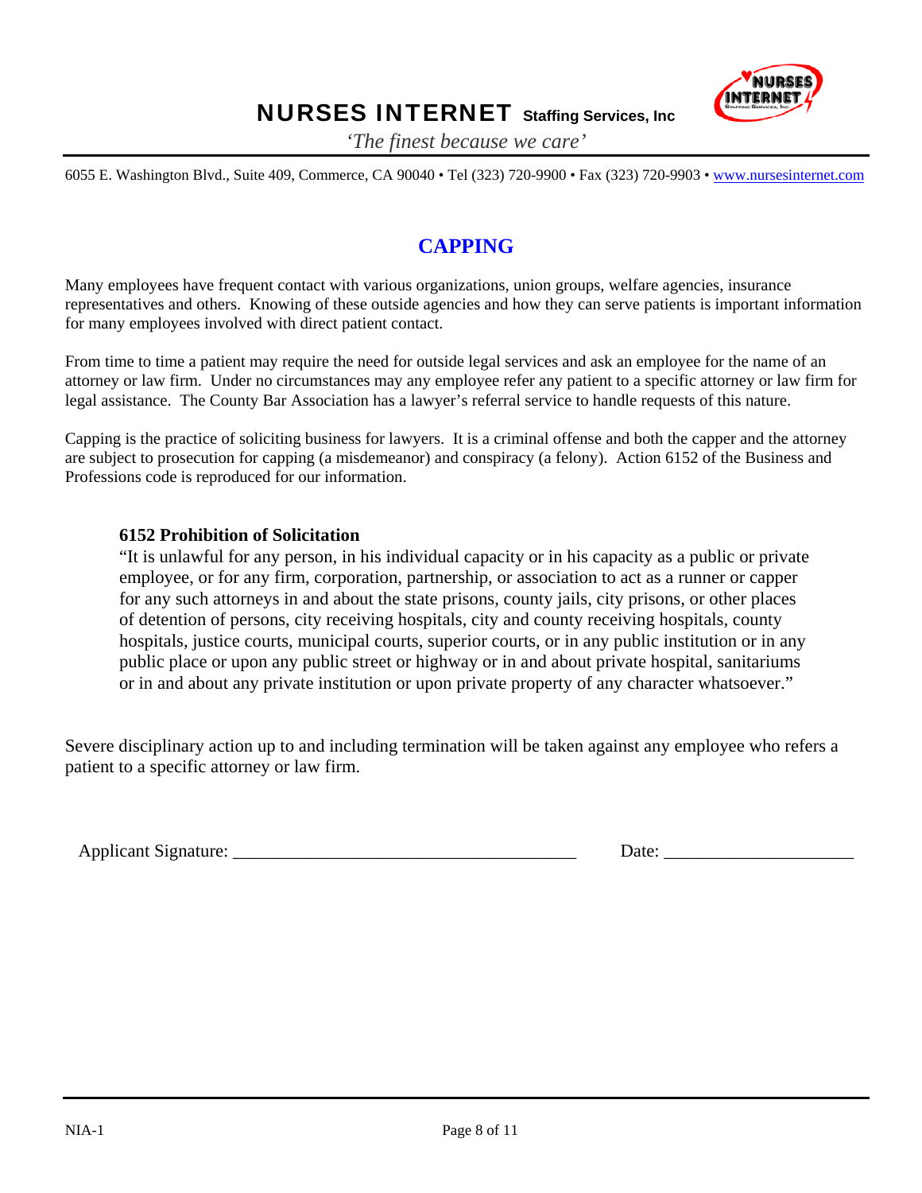# NURSES INTERNET Staffing Services, Inc

*'The finest because we care'*

6055 E. Washington Blvd., Suite 409, Commerce, CA 90040 • Tel (323) 720-9900 • Fax (323) 720-9903 • www.nursesinternet.com

## CAPPING

Many employees have frequent contact with various organizations, union groups, welfare agencies, insurance representatives and others. Knowing of these outside agencies and how they can serve patients is important information for many employees involved with direct patient contact.

From time to time a patient may require the need for outside legal services and ask an employee for the name of an attorney or law firm. Under no circumstances may any employee refer any patient to a specific attorney or law firm for legal assistance. The County Bar Association has a lawyer's referral service to handle requests of this nature.

Capping is the practice of soliciting business for lawyers. It is a criminal offense and both the capper and the attorney are subject to prosecution for capping (a misdemeanor) and conspiracy (a felony). Action 6152 of the Business and Professions code is reproduced for our information.

> **6152 Prohibition of Solicitation**
> "It is unlawful for any person, in his individual capacity or in his capacity as a public or private employee, or for any firm, corporation, partnership, or association to act as a runner or capper for any such attorneys in and about the state prisons, county jails, city prisons, or other places of detention of persons, city receiving hospitals, city and county receiving hospitals, county hospitals, justice courts, municipal courts, superior courts, or in any public institution or in any public place or upon any public street or highway or in and about private hospital, sanitariums or in and about any private institution or upon private property of any character whatsoever."

Severe disciplinary action up to and including termination will be taken against any employee who refers a patient to a specific attorney or law firm.

Applicant Signature: ______________________________________ Date: ____________________

NIA-1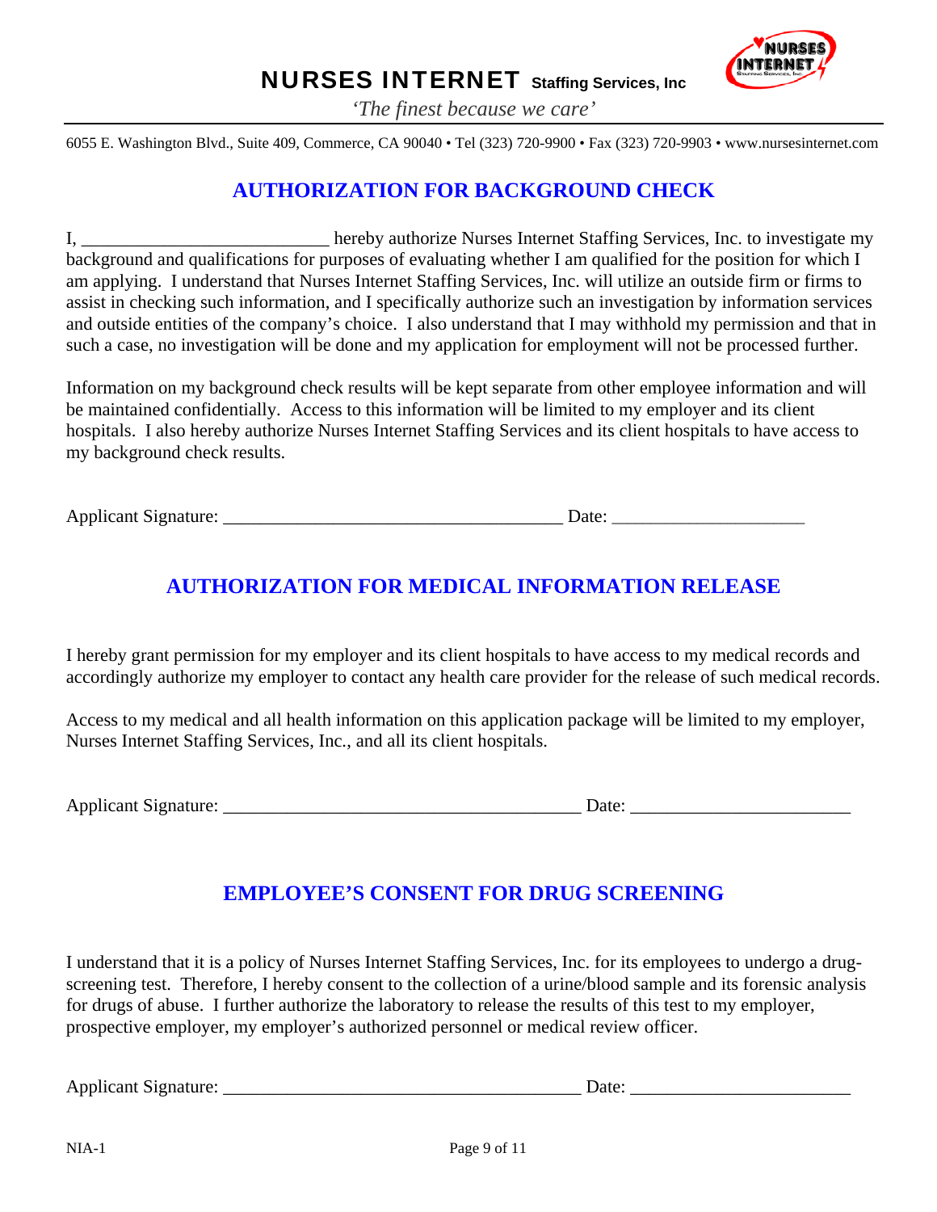# NURSES INTERNET Staffing Services, Inc

*'The finest because we care'*

6055 E. Washington Blvd., Suite 409, Commerce, CA 90040 • Tel (323) 720-9900 • Fax (323) 720-9903 • www.nursesinternet.com

## AUTHORIZATION FOR BACKGROUND CHECK

I, ___________________________ hereby authorize Nurses Internet Staffing Services, Inc. to investigate my background and qualifications for purposes of evaluating whether I am qualified for the position for which I am applying. I understand that Nurses Internet Staffing Services, Inc. will utilize an outside firm or firms to assist in checking such information, and I specifically authorize such an investigation by information services and outside entities of the company's choice. I also understand that I may withhold my permission and that in such a case, no investigation will be done and my application for employment will not be processed further.

Information on my background check results will be kept separate from other employee information and will be maintained confidentially. Access to this information will be limited to my employer and its client hospitals. I also hereby authorize Nurses Internet Staffing Services and its client hospitals to have access to my background check results.

Applicant Signature: _____________________________________ Date: _____________________

## AUTHORIZATION FOR MEDICAL INFORMATION RELEASE

I hereby grant permission for my employer and its client hospitals to have access to my medical records and accordingly authorize my employer to contact any health care provider for the release of such medical records.

Access to my medical and all health information on this application package will be limited to my employer, Nurses Internet Staffing Services, Inc., and all its client hospitals.

Applicant Signature: _______________________________________ Date: ________________________

## EMPLOYEE'S CONSENT FOR DRUG SCREENING

I understand that it is a policy of Nurses Internet Staffing Services, Inc. for its employees to undergo a drug-screening test. Therefore, I hereby consent to the collection of a urine/blood sample and its forensic analysis for drugs of abuse. I further authorize the laboratory to release the results of this test to my employer, prospective employer, my employer's authorized personnel or medical review officer.

Applicant Signature: _______________________________________ Date: ________________________

NIA-1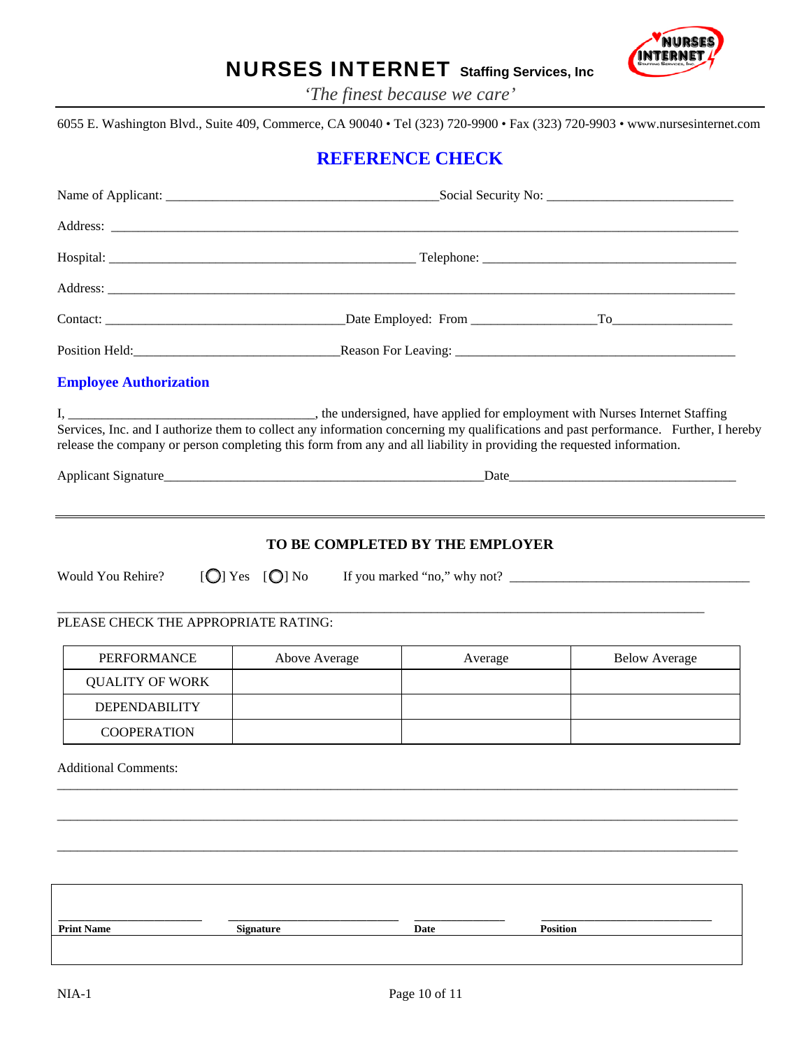# NURSES INTERNET Staffing Services, Inc

*'The finest because we care'*

6055 E. Washington Blvd., Suite 409, Commerce, CA 90040 • Tel (323) 720-9900 • Fax (323) 720-9903 • www.nursesinternet.com

## REFERENCE CHECK

Name of Applicant: ________________________________________ Social Security No: ____________________________

Address: ______________________________________________________________________________________________

Hospital: _____________________________________________ Telephone: ______________________________________

Address: ______________________________________________________________________________________________

Contact: ___________________________________ Date Employed: From __________________ To __________________

Position Held: ______________________________ Reason For Leaving: __________________________________________

### Employee Authorization

I, ____________________________________, the undersigned, have applied for employment with Nurses Internet Staffing Services, Inc. and I authorize them to collect any information concerning my qualifications and past performance. Further, I hereby release the company or person completing this form from any and all liability in providing the requested information.

Applicant Signature_______________________________________________ Date__________________________________

---

**TO BE COMPLETED BY THE EMPLOYER**

Would You Rehire? [ ] Yes [ ] No If you marked "no," why not? ____________________________________

_____________________________________________________________________________________________

PLEASE CHECK THE APPROPRIATE RATING:

| PERFORMANCE | Above Average | Average | Below Average |
|---|---|---|---|
| QUALITY OF WORK | | | |
| DEPENDABILITY | | | |
| COOPERATION | | | |

Additional Comments:

_____________________________________________________________________________________________

_____________________________________________________________________________________________

_____________________________________________________________________________________________

| ______________________ | __________________________ | ______________ | __________________________ |
|---|---|---|---|
| **Print Name** | **Signature** | **Date** | **Position** |

NIA-1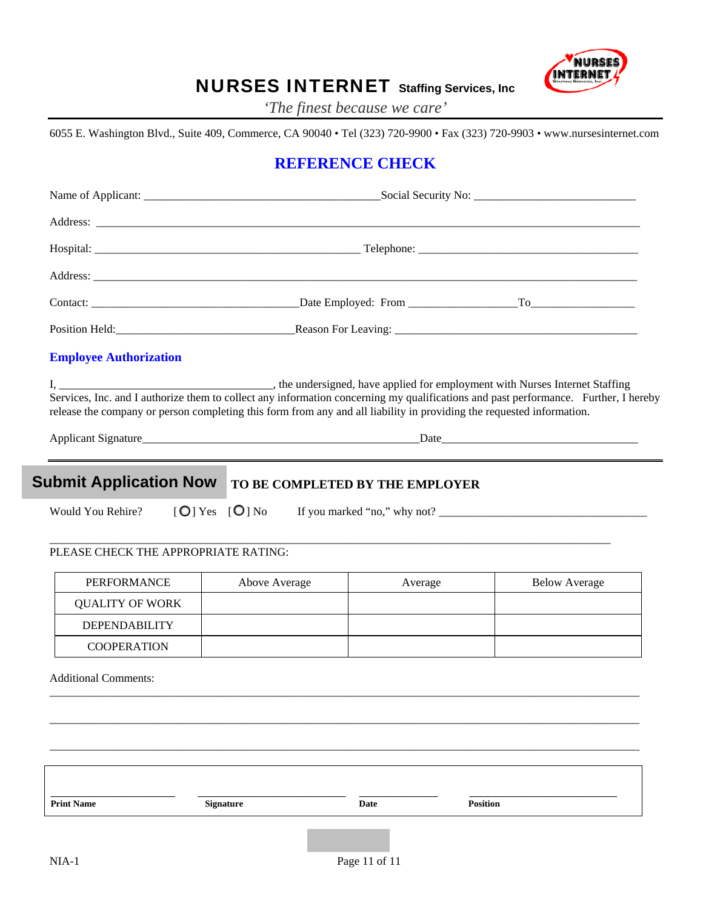# NURSES INTERNET Staffing Services, Inc

*'The finest because we care'*

6055 E. Washington Blvd., Suite 409, Commerce, CA 90040 • Tel (323) 720-9900 • Fax (323) 720-9903 • www.nursesinternet.com

## REFERENCE CHECK

Name of Applicant: ________________________________________Social Security No: ____________________________

Address: ___________________________________________________________________________________________

Hospital: _____________________________________________ Telephone: _____________________________________

Address: ___________________________________________________________________________________________

Contact: ___________________________________Date Employed: From __________________To__________________

Position Held:______________________________Reason For Leaving: ___________________________________________

### Employee Authorization

I, ____________________________________, the undersigned, have applied for employment with Nurses Internet Staffing Services, Inc. and I authorize them to collect any information concerning my qualifications and past performance. Further, I hereby release the company or person completing this form from any and all liability in providing the requested information.

Applicant Signature_______________________________________________Date__________________________________

Submit Application Now

**TO BE COMPLETED BY THE EMPLOYER**

Would You Rehire? [ ] Yes [ ] No If you marked "no," why not? ____________________________________

_____________________________________________________________________________________________

PLEASE CHECK THE APPROPRIATE RATING:

| PERFORMANCE | Above Average | Average | Below Average |
|---|---|---|---|
| QUALITY OF WORK | | | |
| DEPENDABILITY | | | |
| COOPERATION | | | |

Additional Comments:

_____________________________________________________________________________________________

_____________________________________________________________________________________________

_____________________________________________________________________________________________

| **Print Name** | **Signature** | **Date** | **Position** |
|---|---|---|---|
| | | | |

NIA-1